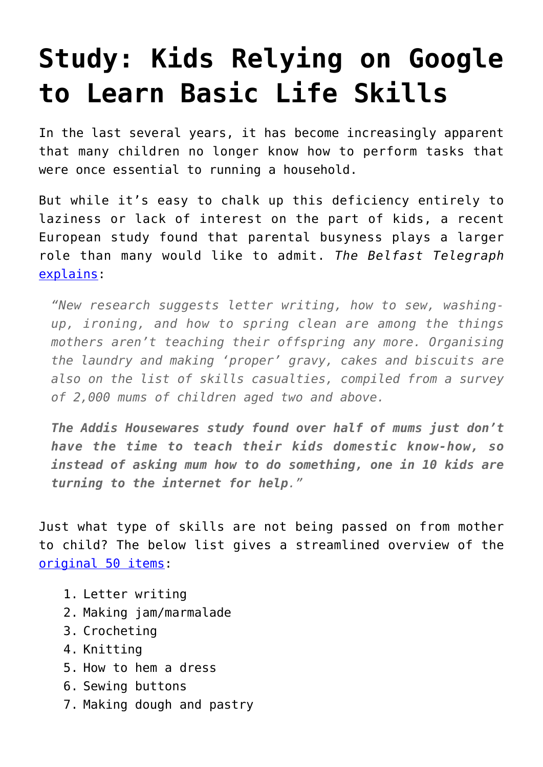# Study: Kids Relying on Google to Learn Basic Life Skills

In the last several years, it has become increasingly apparent that many children no longer know how to perform tasks that were once essential to running a household.

But while it's easy to chalk up this deficiency entirely to laziness or lack of interest on the part of kids, a recent European study found that parental busyness plays a larger role than many would like to admit. *The Belfast Telegraph* explains:

> *"New research suggests letter writing, how to sew, washing-up, ironing, and how to spring clean are among the things mothers aren't teaching their offspring any more. Organising the laundry and making 'proper' gravy, cakes and biscuits are also on the list of skills casualties, compiled from a survey of 2,000 mums of children aged two and above.*
>
> ***The Addis Housewares study found over half of mums just don't have the time to teach their kids domestic know-how, so instead of asking mum how to do something, one in 10 kids are turning to the internet for help****."*

Just what type of skills are not being passed on from mother to child? The below list gives a streamlined overview of the original 50 items:

1. Letter writing
2. Making jam/marmalade
3. Crocheting
4. Knitting
5. How to hem a dress
6. Sewing buttons
7. Making dough and pastry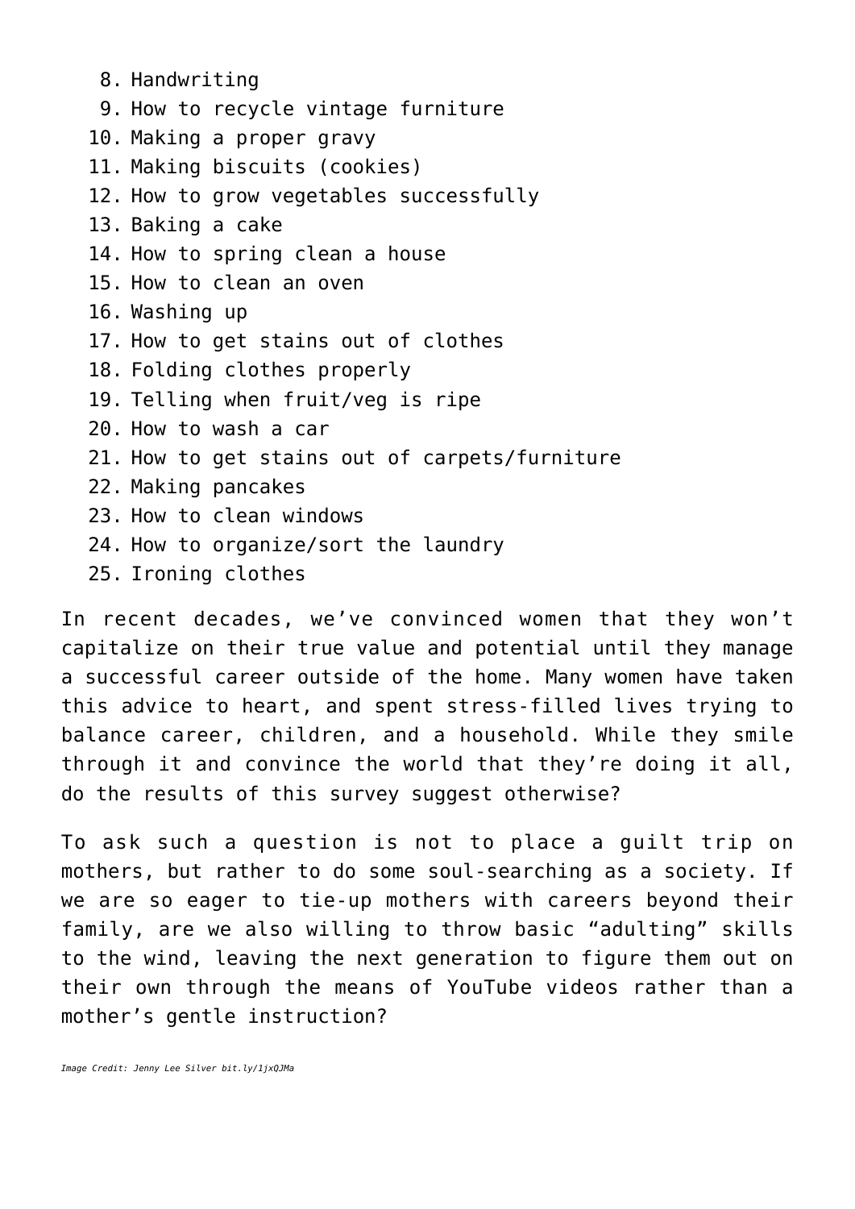8. Handwriting
9. How to recycle vintage furniture
10. Making a proper gravy
11. Making biscuits (cookies)
12. How to grow vegetables successfully
13. Baking a cake
14. How to spring clean a house
15. How to clean an oven
16. Washing up
17. How to get stains out of clothes
18. Folding clothes properly
19. Telling when fruit/veg is ripe
20. How to wash a car
21. How to get stains out of carpets/furniture
22. Making pancakes
23. How to clean windows
24. How to organize/sort the laundry
25. Ironing clothes

In recent decades, we've convinced women that they won't capitalize on their true value and potential until they manage a successful career outside of the home. Many women have taken this advice to heart, and spent stress-filled lives trying to balance career, children, and a household. While they smile through it and convince the world that they're doing it all, do the results of this survey suggest otherwise?

To ask such a question is not to place a guilt trip on mothers, but rather to do some soul-searching as a society. If we are so eager to tie-up mothers with careers beyond their family, are we also willing to throw basic "adulting" skills to the wind, leaving the next generation to figure them out on their own through the means of YouTube videos rather than a mother's gentle instruction?

*Image Credit: Jenny Lee Silver bit.ly/1jxQJMa*